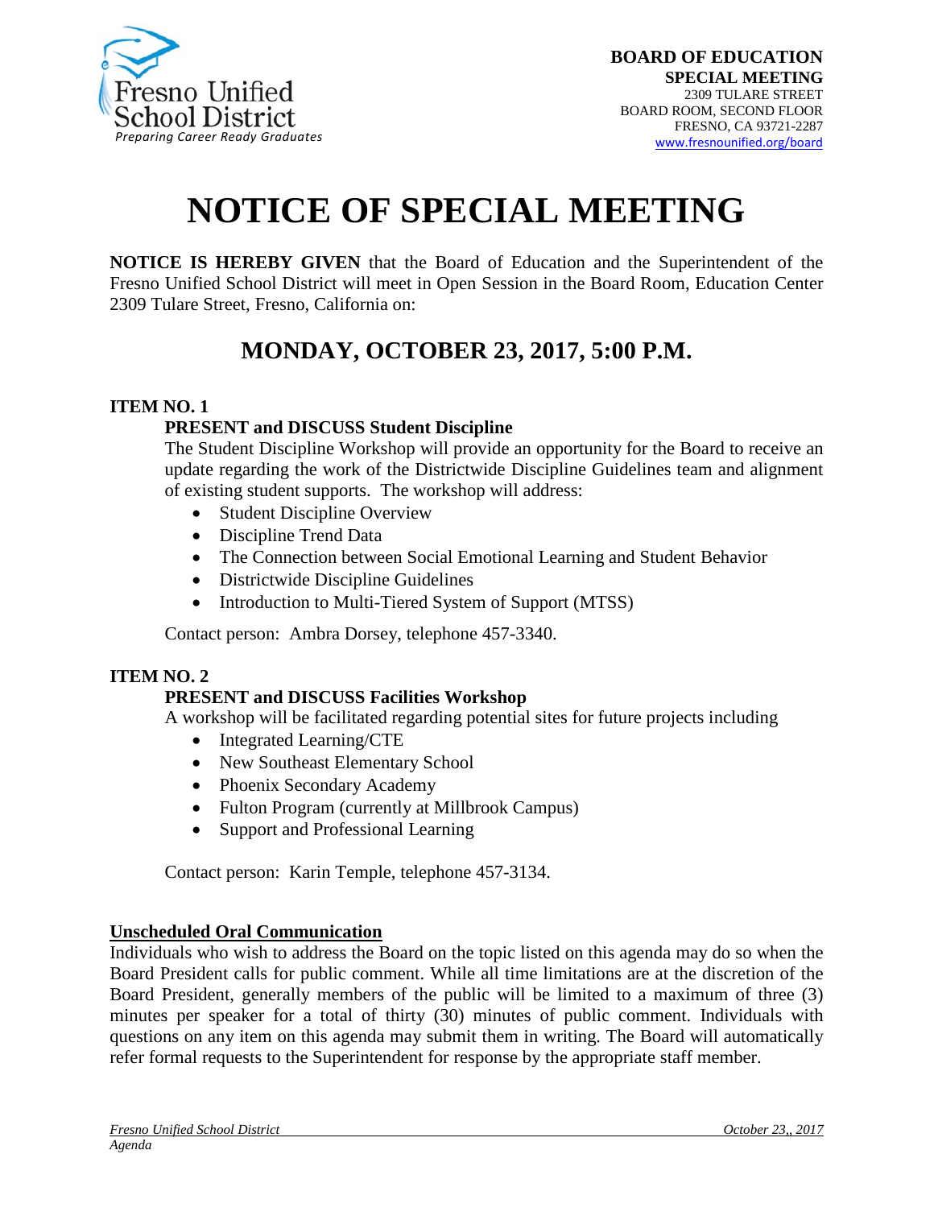Fresno Unified School District
*Preparing Career Ready Graduates*

**BOARD OF EDUCATION**
**SPECIAL MEETING**
2309 TULARE STREET
BOARD ROOM, SECOND FLOOR
FRESNO, CA 93721-2287
www.fresnounified.org/board

# NOTICE OF SPECIAL MEETING

**NOTICE IS HEREBY GIVEN** that the Board of Education and the Superintendent of the Fresno Unified School District will meet in Open Session in the Board Room, Education Center 2309 Tulare Street, Fresno, California on:

## MONDAY, OCTOBER 23, 2017, 5:00 P.M.

### ITEM NO. 1

**PRESENT and DISCUSS Student Discipline**

The Student Discipline Workshop will provide an opportunity for the Board to receive an update regarding the work of the Districtwide Discipline Guidelines team and alignment of existing student supports. The workshop will address:

- Student Discipline Overview
- Discipline Trend Data
- The Connection between Social Emotional Learning and Student Behavior
- Districtwide Discipline Guidelines
- Introduction to Multi-Tiered System of Support (MTSS)

Contact person: Ambra Dorsey, telephone 457-3340.

### ITEM NO. 2

**PRESENT and DISCUSS Facilities Workshop**

A workshop will be facilitated regarding potential sites for future projects including

- Integrated Learning/CTE
- New Southeast Elementary School
- Phoenix Secondary Academy
- Fulton Program (currently at Millbrook Campus)
- Support and Professional Learning

Contact person: Karin Temple, telephone 457-3134.

**Unscheduled Oral Communication**

Individuals who wish to address the Board on the topic listed on this agenda may do so when the Board President calls for public comment. While all time limitations are at the discretion of the Board President, generally members of the public will be limited to a maximum of three (3) minutes per speaker for a total of thirty (30) minutes of public comment. Individuals with questions on any item on this agenda may submit them in writing. The Board will automatically refer formal requests to the Superintendent for response by the appropriate staff member.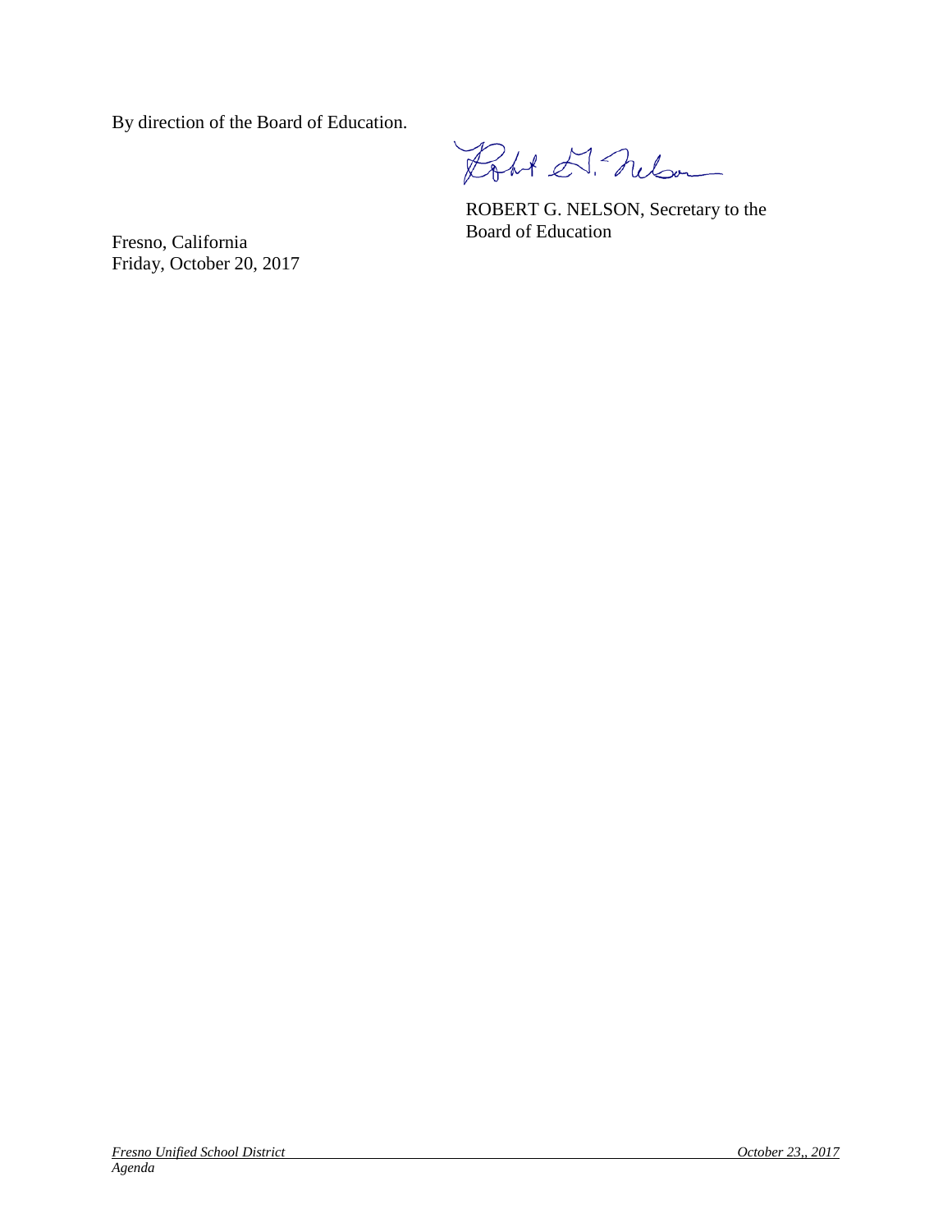By direction of the Board of Education.

ROBERT G. NELSON, Secretary to the Board of Education

Fresno, California
Friday, October 20, 2017